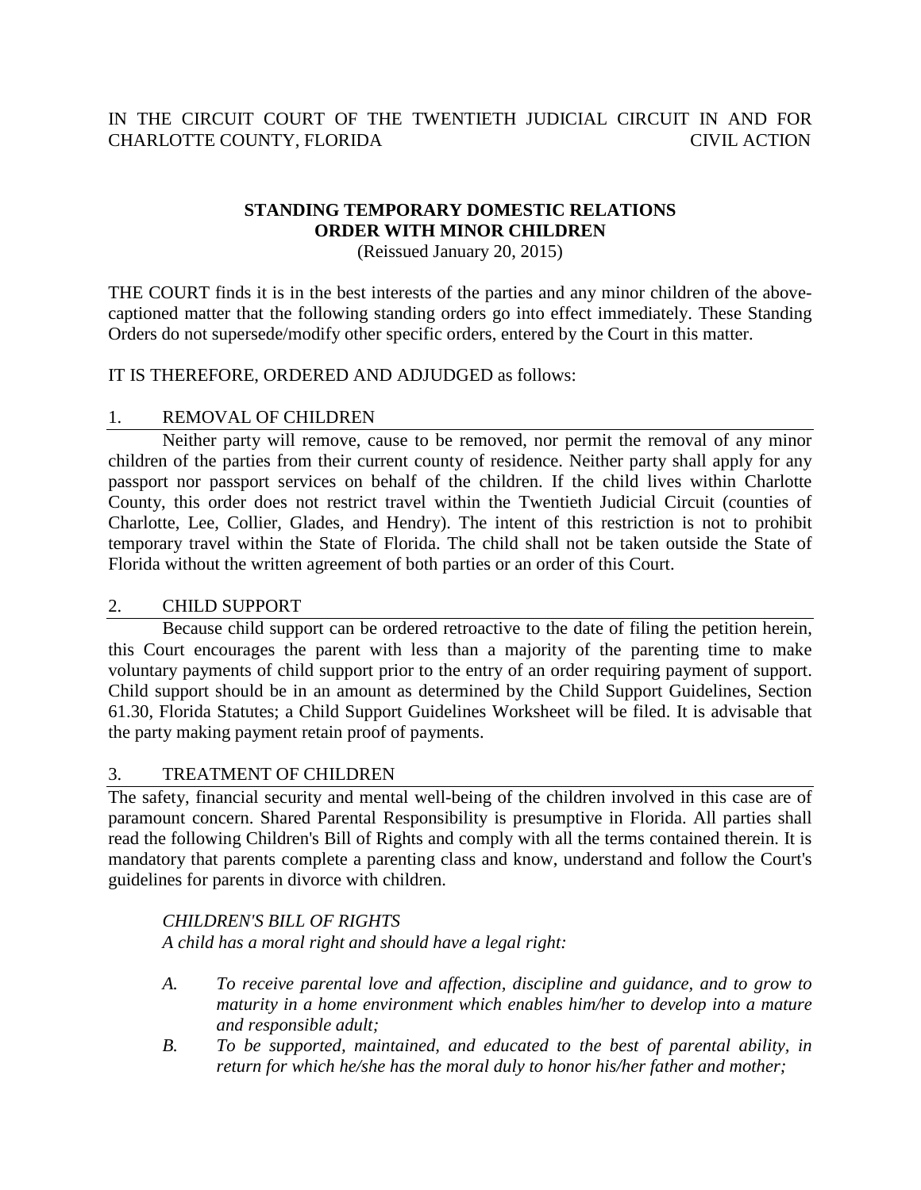IN THE CIRCUIT COURT OF THE TWENTIETH JUDICIAL CIRCUIT IN AND FOR CHARLOTTE COUNTY, FLORIDA CIVIL ACTION

# STANDING TEMPORARY DOMESTIC RELATIONS ORDER WITH MINOR CHILDREN

(Reissued January 20, 2015)

THE COURT finds it is in the best interests of the parties and any minor children of the above-captioned matter that the following standing orders go into effect immediately. These Standing Orders do not supersede/modify other specific orders, entered by the Court in this matter.

IT IS THEREFORE, ORDERED AND ADJUDGED as follows:

## 1. REMOVAL OF CHILDREN

Neither party will remove, cause to be removed, nor permit the removal of any minor children of the parties from their current county of residence. Neither party shall apply for any passport nor passport services on behalf of the children. If the child lives within Charlotte County, this order does not restrict travel within the Twentieth Judicial Circuit (counties of Charlotte, Lee, Collier, Glades, and Hendry). The intent of this restriction is not to prohibit temporary travel within the State of Florida. The child shall not be taken outside the State of Florida without the written agreement of both parties or an order of this Court.

## 2. CHILD SUPPORT

Because child support can be ordered retroactive to the date of filing the petition herein, this Court encourages the parent with less than a majority of the parenting time to make voluntary payments of child support prior to the entry of an order requiring payment of support. Child support should be in an amount as determined by the Child Support Guidelines, Section 61.30, Florida Statutes; a Child Support Guidelines Worksheet will be filed. It is advisable that the party making payment retain proof of payments.

## 3. TREATMENT OF CHILDREN

The safety, financial security and mental well-being of the children involved in this case are of paramount concern. Shared Parental Responsibility is presumptive in Florida. All parties shall read the following Children's Bill of Rights and comply with all the terms contained therein. It is mandatory that parents complete a parenting class and know, understand and follow the Court's guidelines for parents in divorce with children.

*CHILDREN'S BILL OF RIGHTS*

*A child has a moral right and should have a legal right:*

- *A. To receive parental love and affection, discipline and guidance, and to grow to maturity in a home environment which enables him/her to develop into a mature and responsible adult;*
- *B. To be supported, maintained, and educated to the best of parental ability, in return for which he/she has the moral duly to honor his/her father and mother;*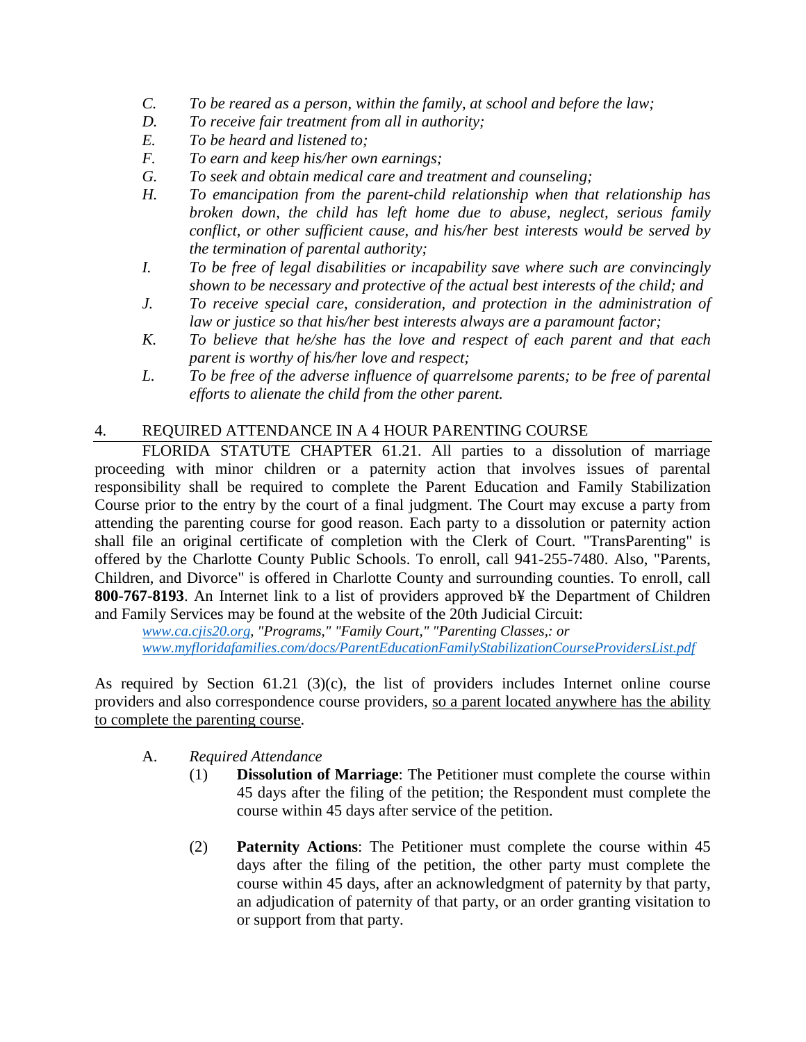*C.* *To be reared as a person, within the family, at school and before the law;*

*D.* *To receive fair treatment from all in authority;*

*E.* *To be heard and listened to;*

*F.* *To earn and keep his/her own earnings;*

*G.* *To seek and obtain medical care and treatment and counseling;*

*H.* *To emancipation from the parent-child relationship when that relationship has broken down, the child has left home due to abuse, neglect, serious family conflict, or other sufficient cause, and his/her best interests would be served by the termination of parental authority;*

*I.* *To be free of legal disabilities or incapability save where such are convincingly shown to be necessary and protective of the actual best interests of the child; and*

*J.* *To receive special care, consideration, and protection in the administration of law or justice so that his/her best interests always are a paramount factor;*

*K.* *To believe that he/she has the love and respect of each parent and that each parent is worthy of his/her love and respect;*

*L.* *To be free of the adverse influence of quarrelsome parents; to be free of parental efforts to alienate the child from the other parent.*

## 4. REQUIRED ATTENDANCE IN A 4 HOUR PARENTING COURSE

FLORIDA STATUTE CHAPTER 61.21. All parties to a dissolution of marriage proceeding with minor children or a paternity action that involves issues of parental responsibility shall be required to complete the Parent Education and Family Stabilization Course prior to the entry by the court of a final judgment. The Court may excuse a party from attending the parenting course for good reason. Each party to a dissolution or paternity action shall file an original certificate of completion with the Clerk of Court. "TransParenting" is offered by the Charlotte County Public Schools. To enroll, call 941-255-7480. Also, "Parents, Children, and Divorce" is offered in Charlotte County and surrounding counties. To enroll, call **800-767-8193**. An Internet link to a list of providers approved b¥ the Department of Children and Family Services may be found at the website of the 20th Judicial Circuit:

*www.ca.cjis20.org, "Programs," "Family Court," "Parenting Classes,: or www.myfloridafamilies.com/docs/ParentEducationFamilyStabilizationCourseProvidersList.pdf*

As required by Section 61.21 (3)(c), the list of providers includes Internet online course providers and also correspondence course providers, so a parent located anywhere has the ability to complete the parenting course.

A. *Required Attendance*

(1) **Dissolution of Marriage**: The Petitioner must complete the course within 45 days after the filing of the petition; the Respondent must complete the course within 45 days after service of the petition.

(2) **Paternity Actions**: The Petitioner must complete the course within 45 days after the filing of the petition, the other party must complete the course within 45 days, after an acknowledgment of paternity by that party, an adjudication of paternity of that party, or an order granting visitation to or support from that party.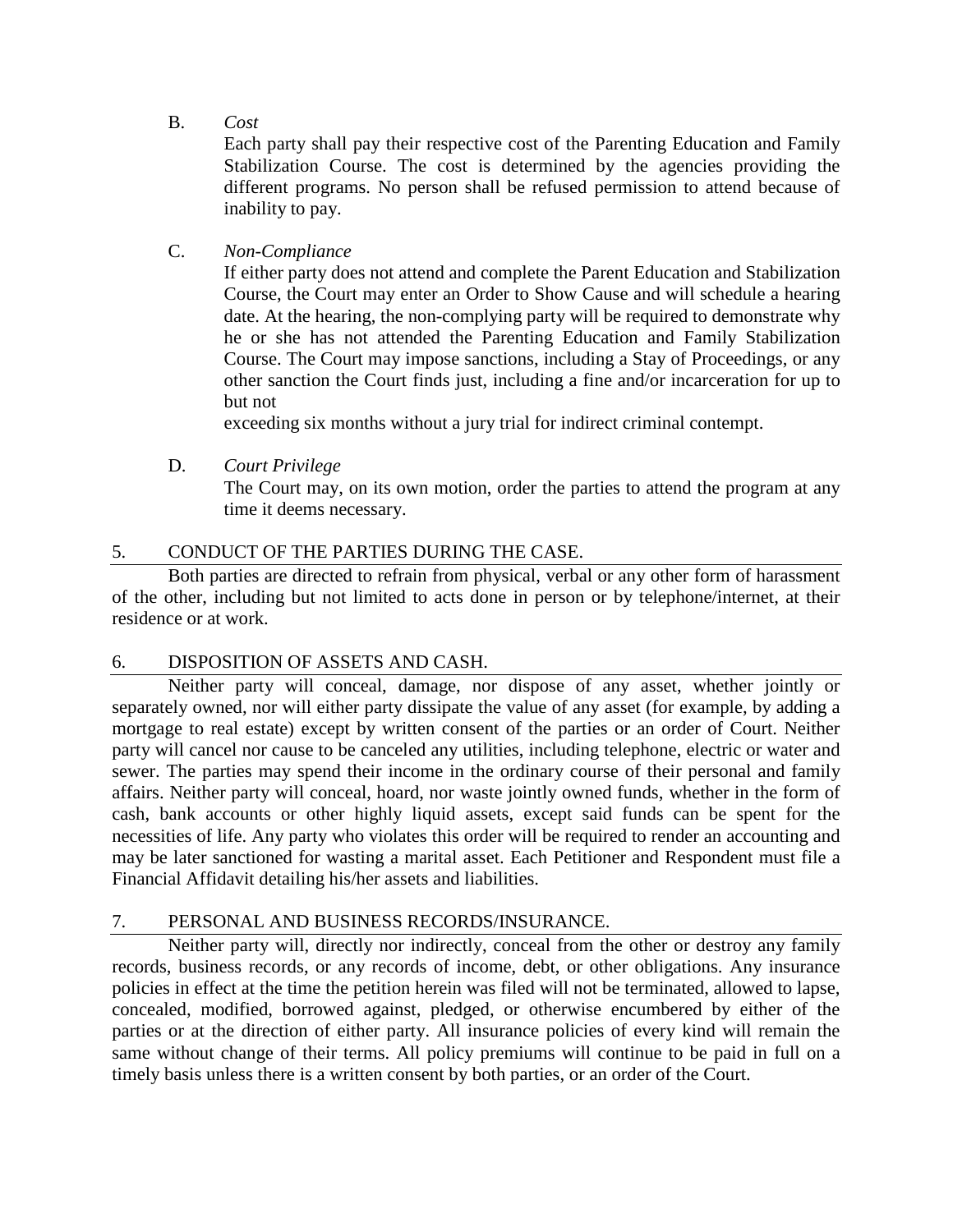B. *Cost*

Each party shall pay their respective cost of the Parenting Education and Family Stabilization Course. The cost is determined by the agencies providing the different programs. No person shall be refused permission to attend because of inability to pay.

C. *Non-Compliance*

If either party does not attend and complete the Parent Education and Stabilization Course, the Court may enter an Order to Show Cause and will schedule a hearing date. At the hearing, the non-complying party will be required to demonstrate why he or she has not attended the Parenting Education and Family Stabilization Course. The Court may impose sanctions, including a Stay of Proceedings, or any other sanction the Court finds just, including a fine and/or incarceration for up to but not
exceeding six months without a jury trial for indirect criminal contempt.

D. *Court Privilege*

The Court may, on its own motion, order the parties to attend the program at any time it deems necessary.

## 5. CONDUCT OF THE PARTIES DURING THE CASE.

Both parties are directed to refrain from physical, verbal or any other form of harassment of the other, including but not limited to acts done in person or by telephone/internet, at their residence or at work.

## 6. DISPOSITION OF ASSETS AND CASH.

Neither party will conceal, damage, nor dispose of any asset, whether jointly or separately owned, nor will either party dissipate the value of any asset (for example, by adding a mortgage to real estate) except by written consent of the parties or an order of Court. Neither party will cancel nor cause to be canceled any utilities, including telephone, electric or water and sewer. The parties may spend their income in the ordinary course of their personal and family affairs. Neither party will conceal, hoard, nor waste jointly owned funds, whether in the form of cash, bank accounts or other highly liquid assets, except said funds can be spent for the necessities of life. Any party who violates this order will be required to render an accounting and may be later sanctioned for wasting a marital asset. Each Petitioner and Respondent must file a Financial Affidavit detailing his/her assets and liabilities.

## 7. PERSONAL AND BUSINESS RECORDS/INSURANCE.

Neither party will, directly nor indirectly, conceal from the other or destroy any family records, business records, or any records of income, debt, or other obligations. Any insurance policies in effect at the time the petition herein was filed will not be terminated, allowed to lapse, concealed, modified, borrowed against, pledged, or otherwise encumbered by either of the parties or at the direction of either party. All insurance policies of every kind will remain the same without change of their terms. All policy premiums will continue to be paid in full on a timely basis unless there is a written consent by both parties, or an order of the Court.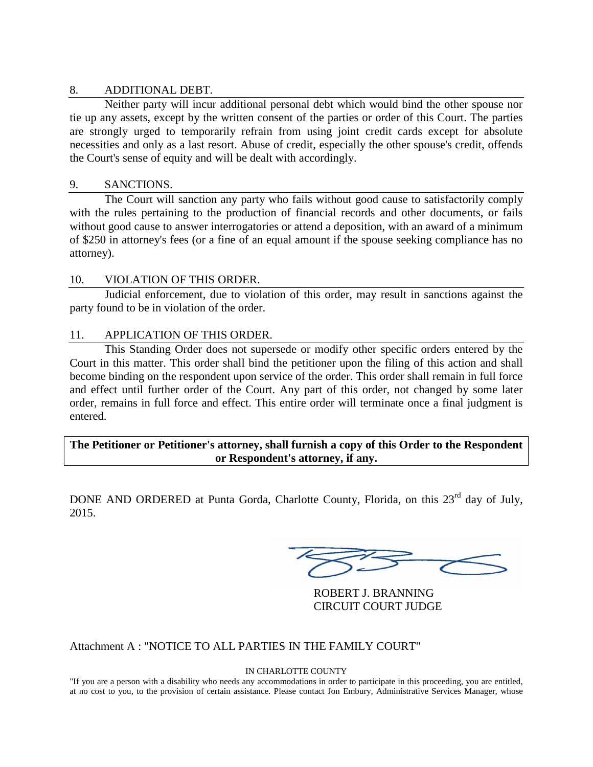## 8. ADDITIONAL DEBT.

Neither party will incur additional personal debt which would bind the other spouse nor tie up any assets, except by the written consent of the parties or order of this Court. The parties are strongly urged to temporarily refrain from using joint credit cards except for absolute necessities and only as a last resort. Abuse of credit, especially the other spouse's credit, offends the Court's sense of equity and will be dealt with accordingly.

## 9. SANCTIONS.

The Court will sanction any party who fails without good cause to satisfactorily comply with the rules pertaining to the production of financial records and other documents, or fails without good cause to answer interrogatories or attend a deposition, with an award of a minimum of $250 in attorney's fees (or a fine of an equal amount if the spouse seeking compliance has no attorney).

## 10. VIOLATION OF THIS ORDER.

Judicial enforcement, due to violation of this order, may result in sanctions against the party found to be in violation of the order.

## 11. APPLICATION OF THIS ORDER.

This Standing Order does not supersede or modify other specific orders entered by the Court in this matter. This order shall bind the petitioner upon the filing of this action and shall become binding on the respondent upon service of the order. This order shall remain in full force and effect until further order of the Court. Any part of this order, not changed by some later order, remains in full force and effect. This entire order will terminate once a final judgment is entered.

**The Petitioner or Petitioner's attorney, shall furnish a copy of this Order to the Respondent or Respondent's attorney, if any.**

DONE AND ORDERED at Punta Gorda, Charlotte County, Florida, on this 23rd day of July, 2015.

ROBERT J. BRANNING
CIRCUIT COURT JUDGE

Attachment A : "NOTICE TO ALL PARTIES IN THE FAMILY COURT"

IN CHARLOTTE COUNTY

"If you are a person with a disability who needs any accommodations in order to participate in this proceeding, you are entitled, at no cost to you, to the provision of certain assistance. Please contact Jon Embury, Administrative Services Manager, whose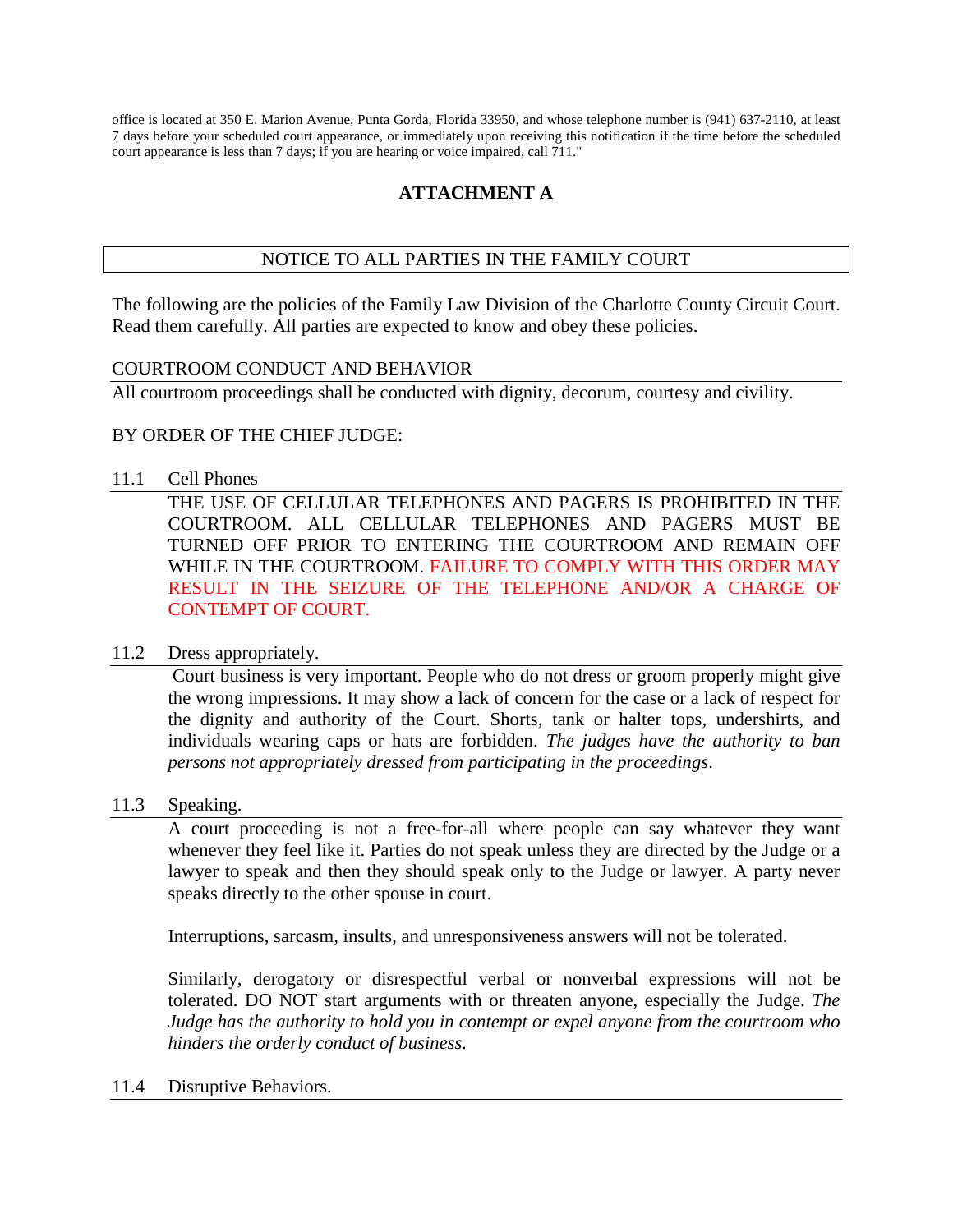office is located at 350 E. Marion Avenue, Punta Gorda, Florida 33950, and whose telephone number is (941) 637-2110, at least 7 days before your scheduled court appearance, or immediately upon receiving this notification if the time before the scheduled court appearance is less than 7 days; if you are hearing or voice impaired, call 711."

## ATTACHMENT A

### NOTICE TO ALL PARTIES IN THE FAMILY COURT

The following are the policies of the Family Law Division of the Charlotte County Circuit Court. Read them carefully. All parties are expected to know and obey these policies.

COURTROOM CONDUCT AND BEHAVIOR

All courtroom proceedings shall be conducted with dignity, decorum, courtesy and civility.

BY ORDER OF THE CHIEF JUDGE:

11.1 Cell Phones

THE USE OF CELLULAR TELEPHONES AND PAGERS IS PROHIBITED IN THE COURTROOM. ALL CELLULAR TELEPHONES AND PAGERS MUST BE TURNED OFF PRIOR TO ENTERING THE COURTROOM AND REMAIN OFF WHILE IN THE COURTROOM. FAILURE TO COMPLY WITH THIS ORDER MAY RESULT IN THE SEIZURE OF THE TELEPHONE AND/OR A CHARGE OF CONTEMPT OF COURT.

11.2 Dress appropriately.

Court business is very important. People who do not dress or groom properly might give the wrong impressions. It may show a lack of concern for the case or a lack of respect for the dignity and authority of the Court. Shorts, tank or halter tops, undershirts, and individuals wearing caps or hats are forbidden. *The judges have the authority to ban persons not appropriately dressed from participating in the proceedings*.

11.3 Speaking.

A court proceeding is not a free-for-all where people can say whatever they want whenever they feel like it. Parties do not speak unless they are directed by the Judge or a lawyer to speak and then they should speak only to the Judge or lawyer. A party never speaks directly to the other spouse in court.

Interruptions, sarcasm, insults, and unresponsiveness answers will not be tolerated.

Similarly, derogatory or disrespectful verbal or nonverbal expressions will not be tolerated. DO NOT start arguments with or threaten anyone, especially the Judge. *The Judge has the authority to hold you in contempt or expel anyone from the courtroom who hinders the orderly conduct of business.*

11.4 Disruptive Behaviors.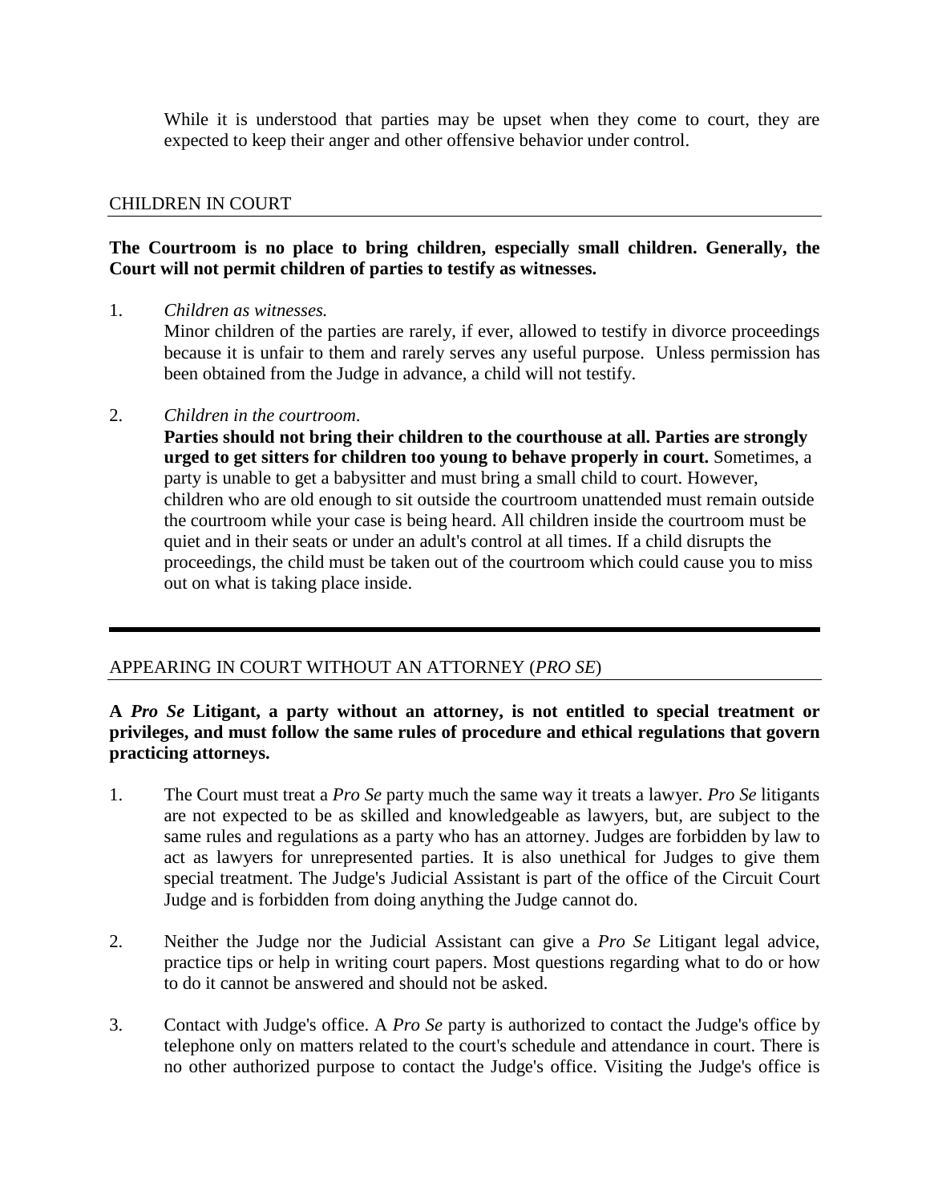While it is understood that parties may be upset when they come to court, they are expected to keep their anger and other offensive behavior under control.

## CHILDREN IN COURT

**The Courtroom is no place to bring children, especially small children. Generally, the Court will not permit children of parties to testify as witnesses.**

1. *Children as witnesses.*
   Minor children of the parties are rarely, if ever, allowed to testify in divorce proceedings because it is unfair to them and rarely serves any useful purpose. Unless permission has been obtained from the Judge in advance, a child will not testify.

2. *Children in the courtroom.*
   **Parties should not bring their children to the courthouse at all. Parties are strongly urged to get sitters for children too young to behave properly in court.** Sometimes, a party is unable to get a babysitter and must bring a small child to court. However, children who are old enough to sit outside the courtroom unattended must remain outside the courtroom while your case is being heard. All children inside the courtroom must be quiet and in their seats or under an adult's control at all times. If a child disrupts the proceedings, the child must be taken out of the courtroom which could cause you to miss out on what is taking place inside.

---

## APPEARING IN COURT WITHOUT AN ATTORNEY (*PRO SE*)

**A *Pro Se* Litigant, a party without an attorney, is not entitled to special treatment or privileges, and must follow the same rules of procedure and ethical regulations that govern practicing attorneys.**

1. The Court must treat a *Pro Se* party much the same way it treats a lawyer. *Pro Se* litigants are not expected to be as skilled and knowledgeable as lawyers, but, are subject to the same rules and regulations as a party who has an attorney. Judges are forbidden by law to act as lawyers for unrepresented parties. It is also unethical for Judges to give them special treatment. The Judge's Judicial Assistant is part of the office of the Circuit Court Judge and is forbidden from doing anything the Judge cannot do.

2. Neither the Judge nor the Judicial Assistant can give a *Pro Se* Litigant legal advice, practice tips or help in writing court papers. Most questions regarding what to do or how to do it cannot be answered and should not be asked.

3. Contact with Judge's office. A *Pro Se* party is authorized to contact the Judge's office by telephone only on matters related to the court's schedule and attendance in court. There is no other authorized purpose to contact the Judge's office. Visiting the Judge's office is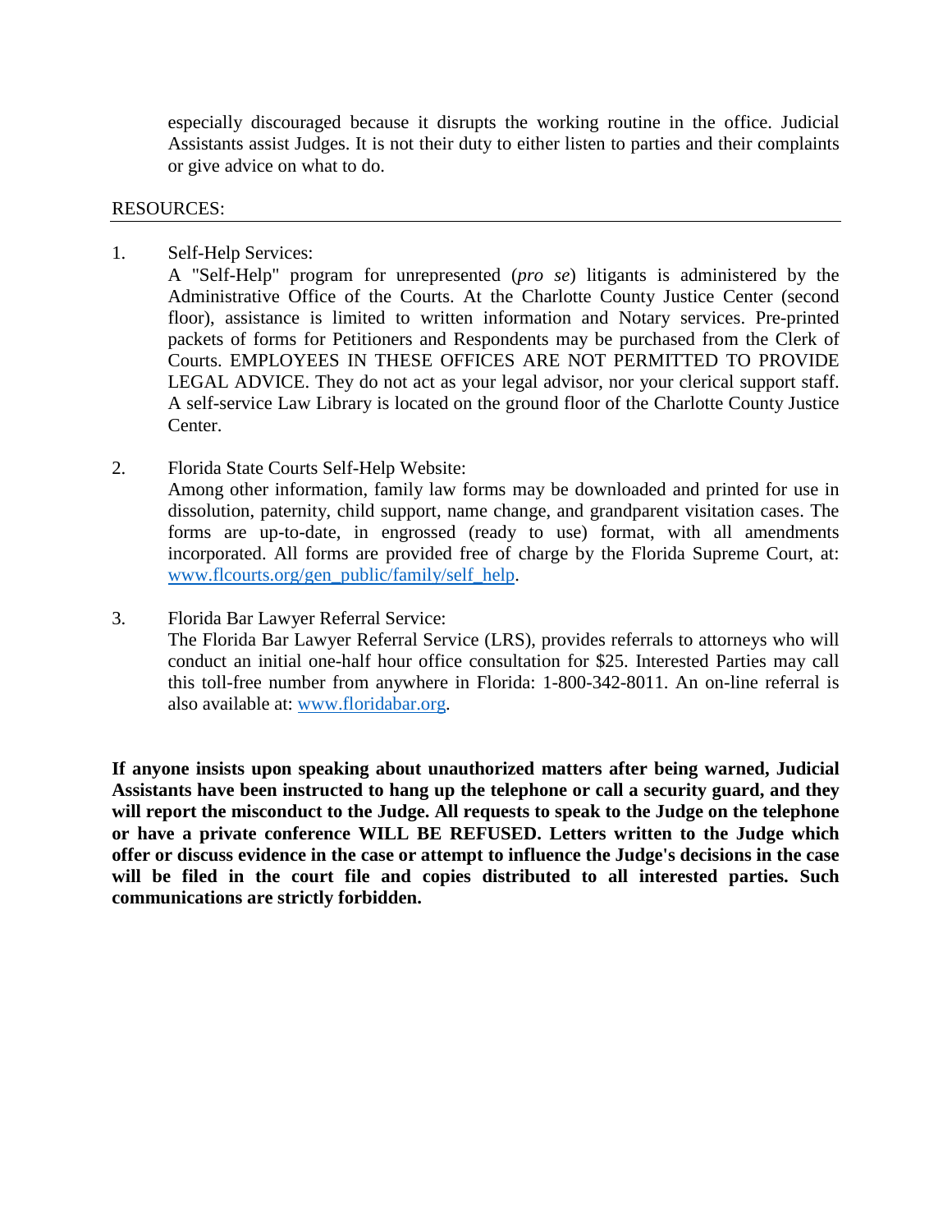especially discouraged because it disrupts the working routine in the office. Judicial Assistants assist Judges. It is not their duty to either listen to parties and their complaints or give advice on what to do.

RESOURCES:

1. Self-Help Services:
   A "Self-Help" program for unrepresented (*pro se*) litigants is administered by the Administrative Office of the Courts. At the Charlotte County Justice Center (second floor), assistance is limited to written information and Notary services. Pre-printed packets of forms for Petitioners and Respondents may be purchased from the Clerk of Courts. EMPLOYEES IN THESE OFFICES ARE NOT PERMITTED TO PROVIDE LEGAL ADVICE. They do not act as your legal advisor, nor your clerical support staff. A self-service Law Library is located on the ground floor of the Charlotte County Justice Center.

2. Florida State Courts Self-Help Website:
   Among other information, family law forms may be downloaded and printed for use in dissolution, paternity, child support, name change, and grandparent visitation cases. The forms are up-to-date, in engrossed (ready to use) format, with all amendments incorporated. All forms are provided free of charge by the Florida Supreme Court, at: [www.flcourts.org/gen_public/family/self_help](www.flcourts.org/gen_public/family/self_help).

3. Florida Bar Lawyer Referral Service:
   The Florida Bar Lawyer Referral Service (LRS), provides referrals to attorneys who will conduct an initial one-half hour office consultation for $25. Interested Parties may call this toll-free number from anywhere in Florida: 1-800-342-8011. An on-line referral is also available at: [www.floridabar.org](www.floridabar.org).

**If anyone insists upon speaking about unauthorized matters after being warned, Judicial Assistants have been instructed to hang up the telephone or call a security guard, and they will report the misconduct to the Judge. All requests to speak to the Judge on the telephone or have a private conference WILL BE REFUSED. Letters written to the Judge which offer or discuss evidence in the case or attempt to influence the Judge's decisions in the case will be filed in the court file and copies distributed to all interested parties. Such communications are strictly forbidden.**